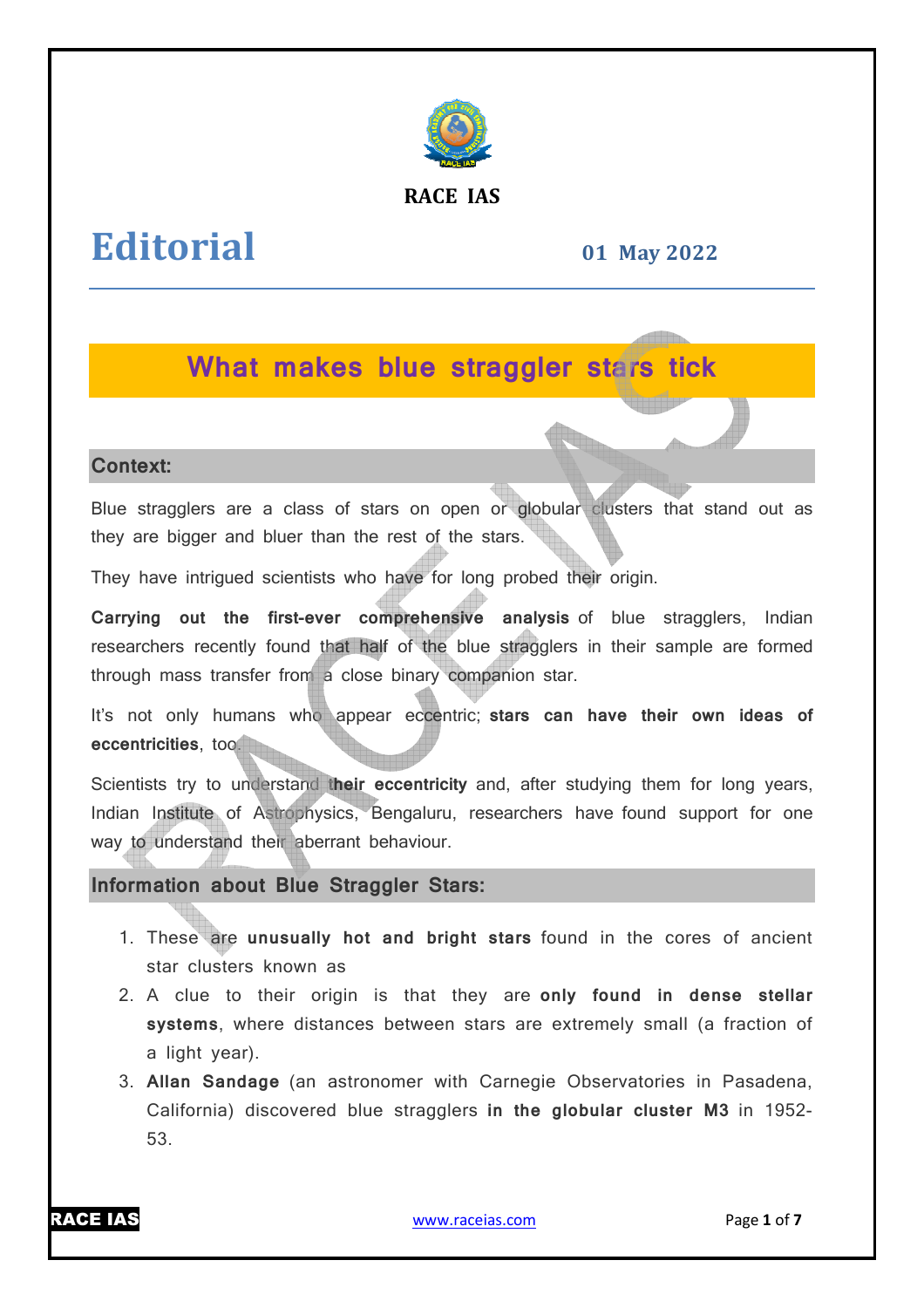RACE IAS

# Editorial

**01 May 2022**

## What makes blue straggler stars tick

### Context:

Blue stragglers are a class of stars on open or globular clusters that stand out as they are bigger and bluer than the rest of the stars.

They have intrigued scientists who have for long probed their origin.

**Carrying out the first-ever comprehensive analysis** of blue stragglers, Indian researchers recently found that half of the blue stragglers in their sample are formed through mass transfer from a close binary companion star.

It's not only humans who appear eccentric; **stars can have their own ideas of eccentricities**, too.

Scientists try to understand **their eccentricity** and, after studying them for long years, Indian Institute of Astrophysics, Bengaluru, researchers have found support for one way to understand their aberrant behaviour.

### Information about Blue Straggler Stars:

1. These are **unusually hot and bright stars** found in the cores of ancient star clusters known as
2. A clue to their origin is that they are **only found in dense stellar systems**, where distances between stars are extremely small (a fraction of a light year).
3. **Allan Sandage** (an astronomer with Carnegie Observatories in Pasadena, California) discovered blue stragglers **in the globular cluster M3** in 1952-53.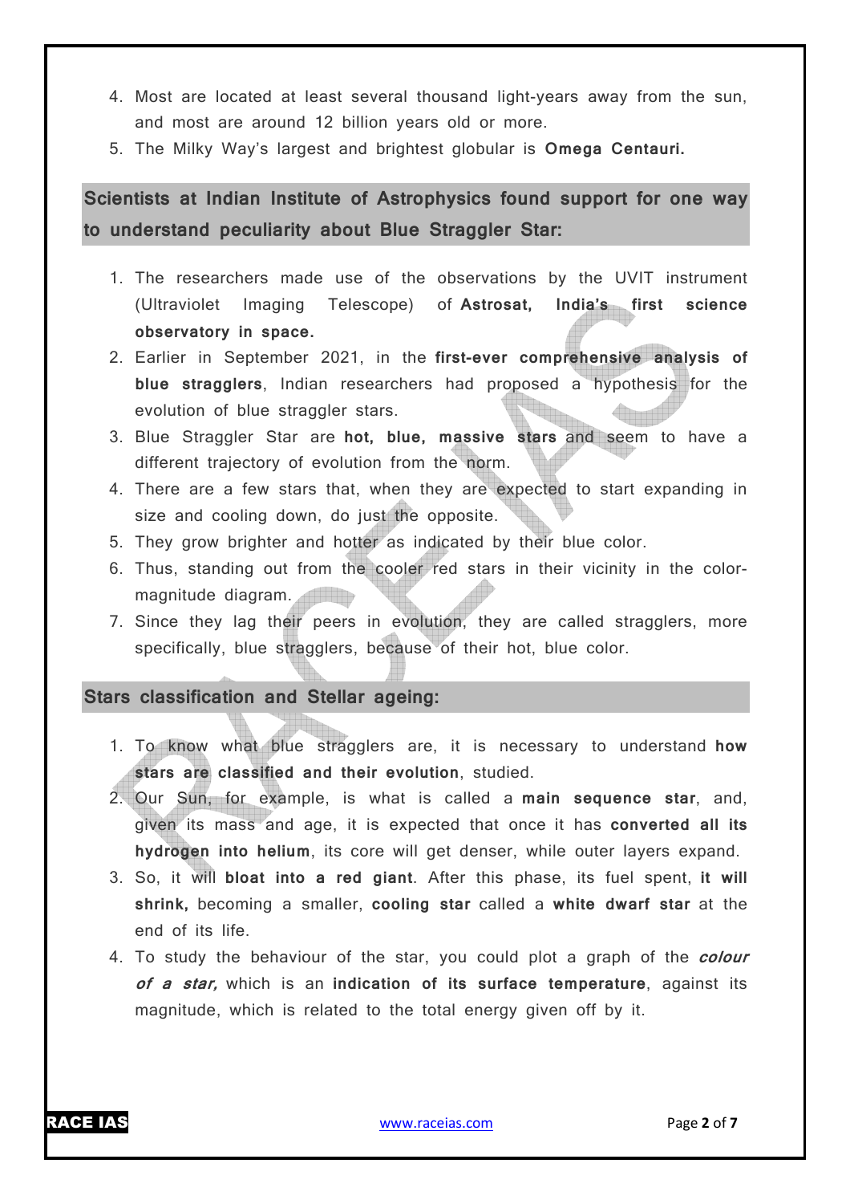4. Most are located at least several thousand light-years away from the sun, and most are around 12 billion years old or more.
5. The Milky Way's largest and brightest globular is **Omega Centauri.**

## Scientists at Indian Institute of Astrophysics found support for one way to understand peculiarity about Blue Straggler Star:

1. The researchers made use of the observations by the UVIT instrument (Ultraviolet Imaging Telescope) of **Astrosat, India's first science observatory in space.**
2. Earlier in September 2021, in the **first-ever comprehensive analysis of blue stragglers**, Indian researchers had proposed a hypothesis for the evolution of blue straggler stars.
3. Blue Straggler Star are **hot, blue, massive stars** and seem to have a different trajectory of evolution from the norm.
4. There are a few stars that, when they are expected to start expanding in size and cooling down, do just the opposite.
5. They grow brighter and hotter as indicated by their blue color.
6. Thus, standing out from the cooler red stars in their vicinity in the color-magnitude diagram.
7. Since they lag their peers in evolution, they are called stragglers, more specifically, blue stragglers, because of their hot, blue color.

## Stars classification and Stellar ageing:

1. To know what blue stragglers are, it is necessary to understand **how stars are classified and their evolution**, studied.
2. Our Sun, for example, is what is called a **main sequence star**, and, given its mass and age, it is expected that once it has **converted all its hydrogen into helium**, its core will get denser, while outer layers expand.
3. So, it will **bloat into a red giant**. After this phase, its fuel spent, **it will shrink,** becoming a smaller, **cooling star** called a **white dwarf star** at the end of its life.
4. To study the behaviour of the star, you could plot a graph of the ***colour of a star,*** which is an **indication of its surface temperature**, against its magnitude, which is related to the total energy given off by it.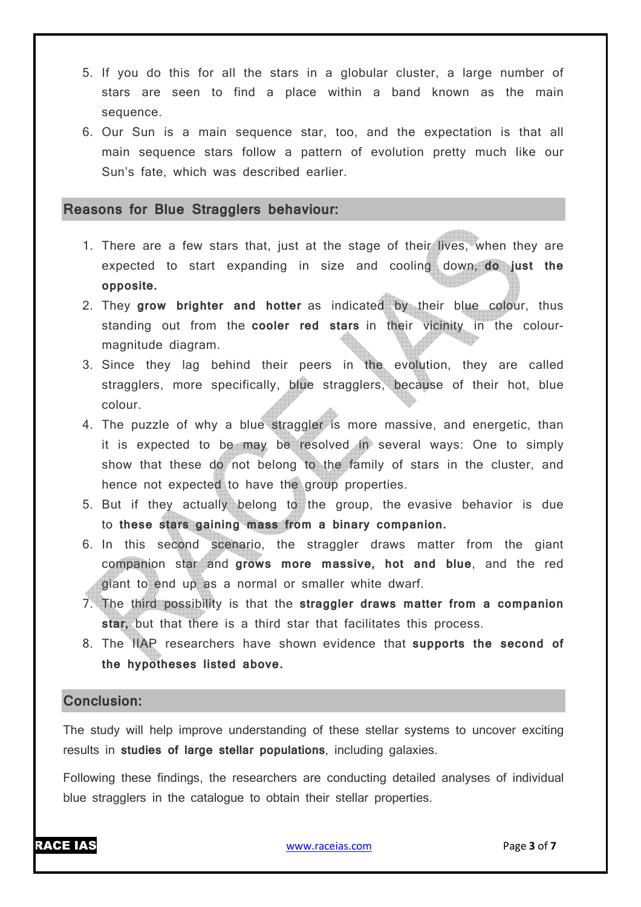5. If you do this for all the stars in a globular cluster, a large number of stars are seen to find a place within a band known as the main sequence.
6. Our Sun is a main sequence star, too, and the expectation is that all main sequence stars follow a pattern of evolution pretty much like our Sun's fate, which was described earlier.

## Reasons for Blue Stragglers behaviour:

1. There are a few stars that, just at the stage of their lives, when they are expected to start expanding in size and cooling down, **do just the opposite.**
2. They **grow brighter and hotter** as indicated by their blue colour, thus standing out from the **cooler red stars** in their vicinity in the colour-magnitude diagram.
3. Since they lag behind their peers in the evolution, they are called stragglers, more specifically, blue stragglers, because of their hot, blue colour.
4. The puzzle of why a blue straggler is more massive, and energetic, than it is expected to be may be resolved in several ways: One to simply show that these do not belong to the family of stars in the cluster, and hence not expected to have the group properties.
5. But if they actually belong to the group, the evasive behavior is due to **these stars gaining mass from a binary companion.**
6. In this second scenario, the straggler draws matter from the giant companion star and **grows more massive, hot and blue**, and the red giant to end up as a normal or smaller white dwarf.
7. The third possibility is that the **straggler draws matter from a companion star,** but that there is a third star that facilitates this process.
8. The IIAP researchers have shown evidence that **supports the second of the hypotheses listed above.**

## Conclusion:

The study will help improve understanding of these stellar systems to uncover exciting results in **studies of large stellar populations**, including galaxies.

Following these findings, the researchers are conducting detailed analyses of individual blue stragglers in the catalogue to obtain their stellar properties.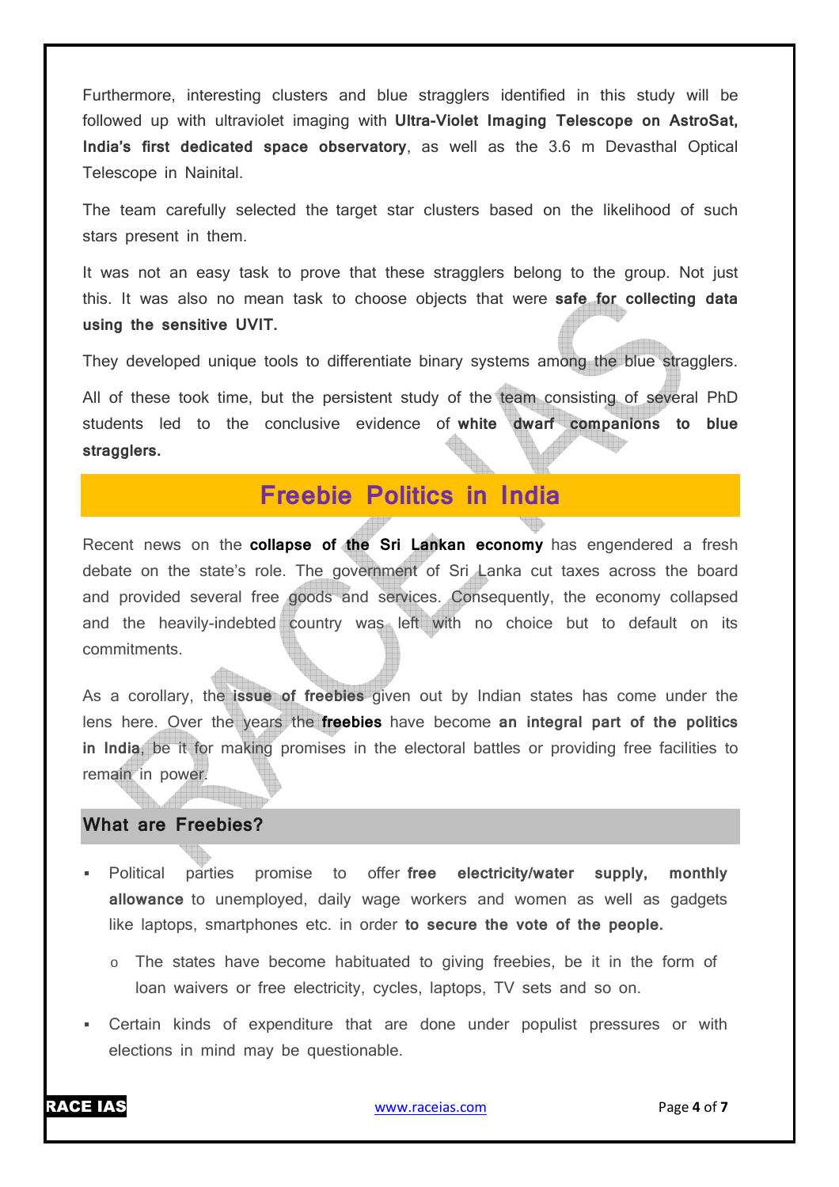Furthermore, interesting clusters and blue stragglers identified in this study will be followed up with ultraviolet imaging with **Ultra-Violet Imaging Telescope on AstroSat, India's first dedicated space observatory**, as well as the 3.6 m Devasthal Optical Telescope in Nainital.

The team carefully selected the target star clusters based on the likelihood of such stars present in them.

It was not an easy task to prove that these stragglers belong to the group. Not just this. It was also no mean task to choose objects that were **safe for collecting data using the sensitive UVIT.**

They developed unique tools to differentiate binary systems among the blue stragglers.

All of these took time, but the persistent study of the team consisting of several PhD students led to the conclusive evidence of **white dwarf companions to blue stragglers.**

# Freebie Politics in India

Recent news on the **collapse of the Sri Lankan economy** has engendered a fresh debate on the state's role. The government of Sri Lanka cut taxes across the board and provided several free goods and services. Consequently, the economy collapsed and the heavily-indebted country was left with no choice but to default on its commitments.

As a corollary, the **issue of freebies** given out by Indian states has come under the lens here. Over the years the **freebies** have become **an integral part of the politics in India**, be it for making promises in the electoral battles or providing free facilities to remain in power.

## What are Freebies?

- Political parties promise to offer **free electricity/water supply, monthly allowance** to unemployed, daily wage workers and women as well as gadgets like laptops, smartphones etc. in order **to secure the vote of the people.**
  - The states have become habituated to giving freebies, be it in the form of loan waivers or free electricity, cycles, laptops, TV sets and so on.
- Certain kinds of expenditure that are done under populist pressures or with elections in mind may be questionable.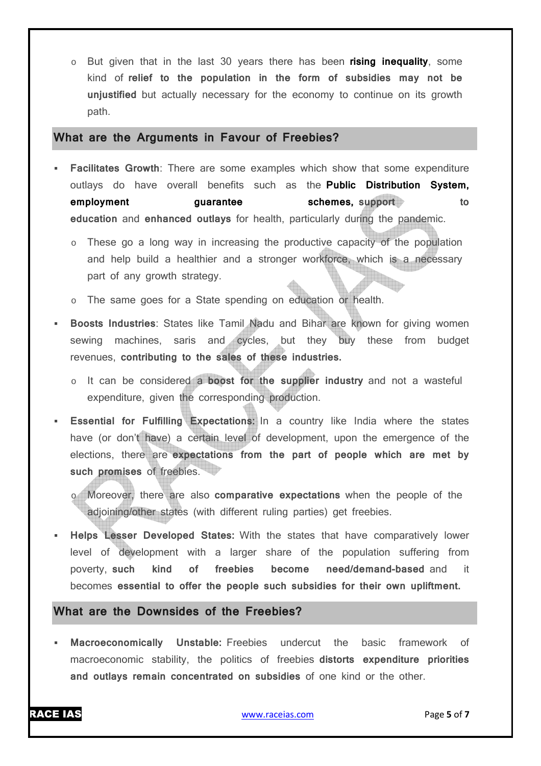- But given that in the last 30 years there has been **rising inequality**, some kind of **relief to the population in the form of subsidies may not be unjustified** but actually necessary for the economy to continue on its growth path.

## What are the Arguments in Favour of Freebies?

- **Facilitates Growth**: There are some examples which show that some expenditure outlays do have overall benefits such as the **Public Distribution System, employment guarantee schemes, support to education** and **enhanced outlays** for health, particularly during the pandemic.
  - These go a long way in increasing the productive capacity of the population and help build a healthier and a stronger workforce, which is a necessary part of any growth strategy.
  - The same goes for a State spending on education or health.
- **Boosts Industries**: States like Tamil Nadu and Bihar are known for giving women sewing machines, saris and cycles, but they buy these from budget revenues, **contributing to the sales of these industries.**
  - It can be considered a **boost for the supplier industry** and not a wasteful expenditure, given the corresponding production.
- **Essential for Fulfilling Expectations:** In a country like India where the states have (or don't have) a certain level of development, upon the emergence of the elections, there are **expectations from the part of people which are met by such promises** of freebies.
  - Moreover, there are also **comparative expectations** when the people of the adjoining/other states (with different ruling parties) get freebies.
- **Helps Lesser Developed States:** With the states that have comparatively lower level of development with a larger share of the population suffering from poverty, **such kind of freebies become need/demand-based** and it becomes **essential to offer the people such subsidies for their own upliftment.**

## What are the Downsides of the Freebies?

- **Macroeconomically Unstable:** Freebies undercut the basic framework of macroeconomic stability, the politics of freebies **distorts expenditure priorities and outlays remain concentrated on subsidies** of one kind or the other.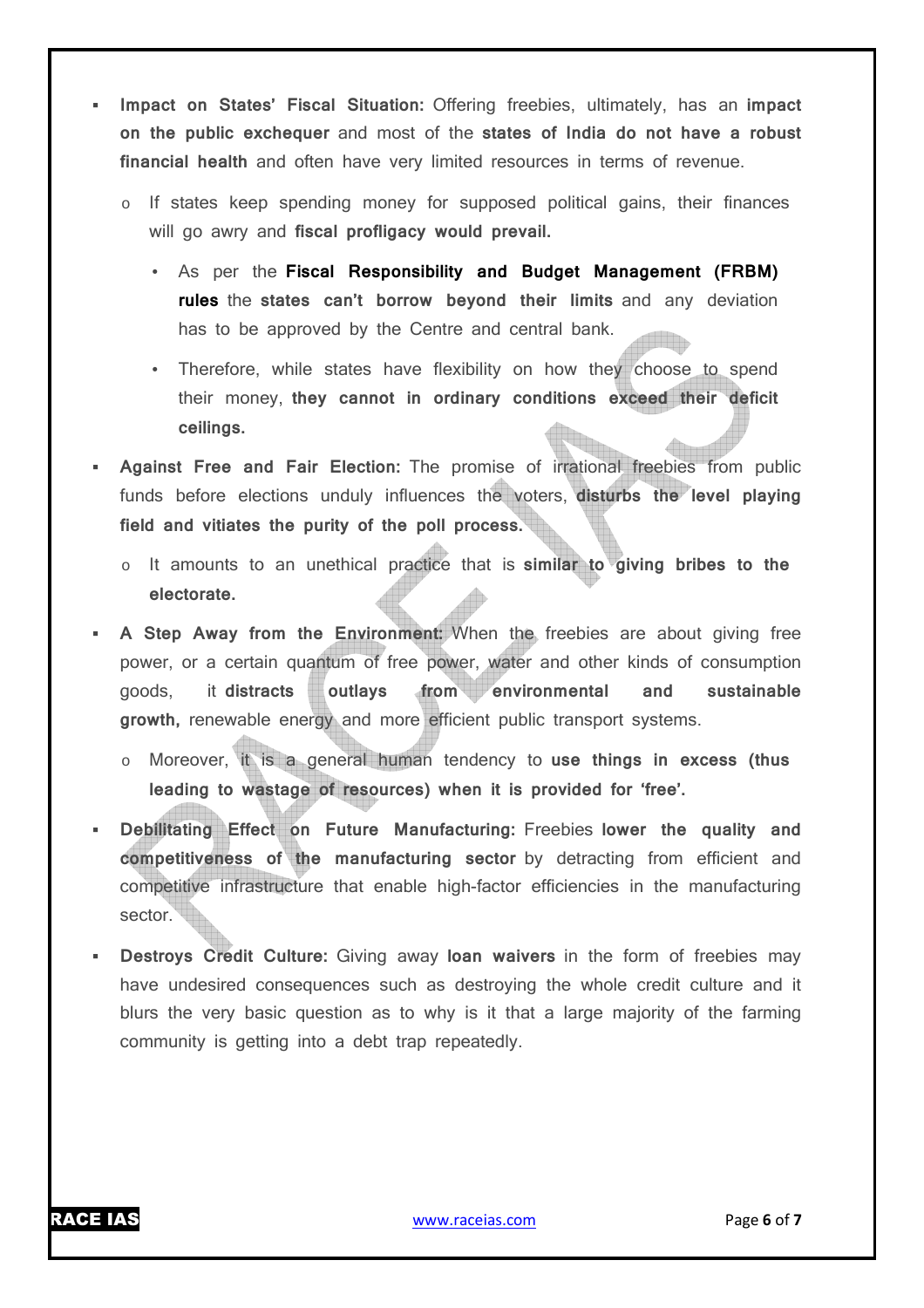- **Impact on States' Fiscal Situation:** Offering freebies, ultimately, has an **impact on the public exchequer** and most of the **states of India do not have a robust financial health** and often have very limited resources in terms of revenue.
  - If states keep spending money for supposed political gains, their finances will go awry and **fiscal profligacy would prevail.**
    - As per the **Fiscal Responsibility and Budget Management (FRBM) rules** the **states can't borrow beyond their limits** and any deviation has to be approved by the Centre and central bank.
    - Therefore, while states have flexibility on how they choose to spend their money, **they cannot in ordinary conditions exceed their deficit ceilings.**
- **Against Free and Fair Election:** The promise of irrational freebies from public funds before elections unduly influences the voters, **disturbs the level playing field and vitiates the purity of the poll process.**
  - It amounts to an unethical practice that is **similar to giving bribes to the electorate.**
- **A Step Away from the Environment:** When the freebies are about giving free power, or a certain quantum of free power, water and other kinds of consumption goods, it **distracts outlays from environmental and sustainable growth,** renewable energy and more efficient public transport systems.
  - Moreover, it is a general human tendency to **use things in excess (thus leading to wastage of resources) when it is provided for 'free'.**
- **Debilitating Effect on Future Manufacturing:** Freebies **lower the quality and competitiveness of the manufacturing sector** by detracting from efficient and competitive infrastructure that enable high-factor efficiencies in the manufacturing sector.
- **Destroys Credit Culture:** Giving away **loan waivers** in the form of freebies may have undesired consequences such as destroying the whole credit culture and it blurs the very basic question as to why is it that a large majority of the farming community is getting into a debt trap repeatedly.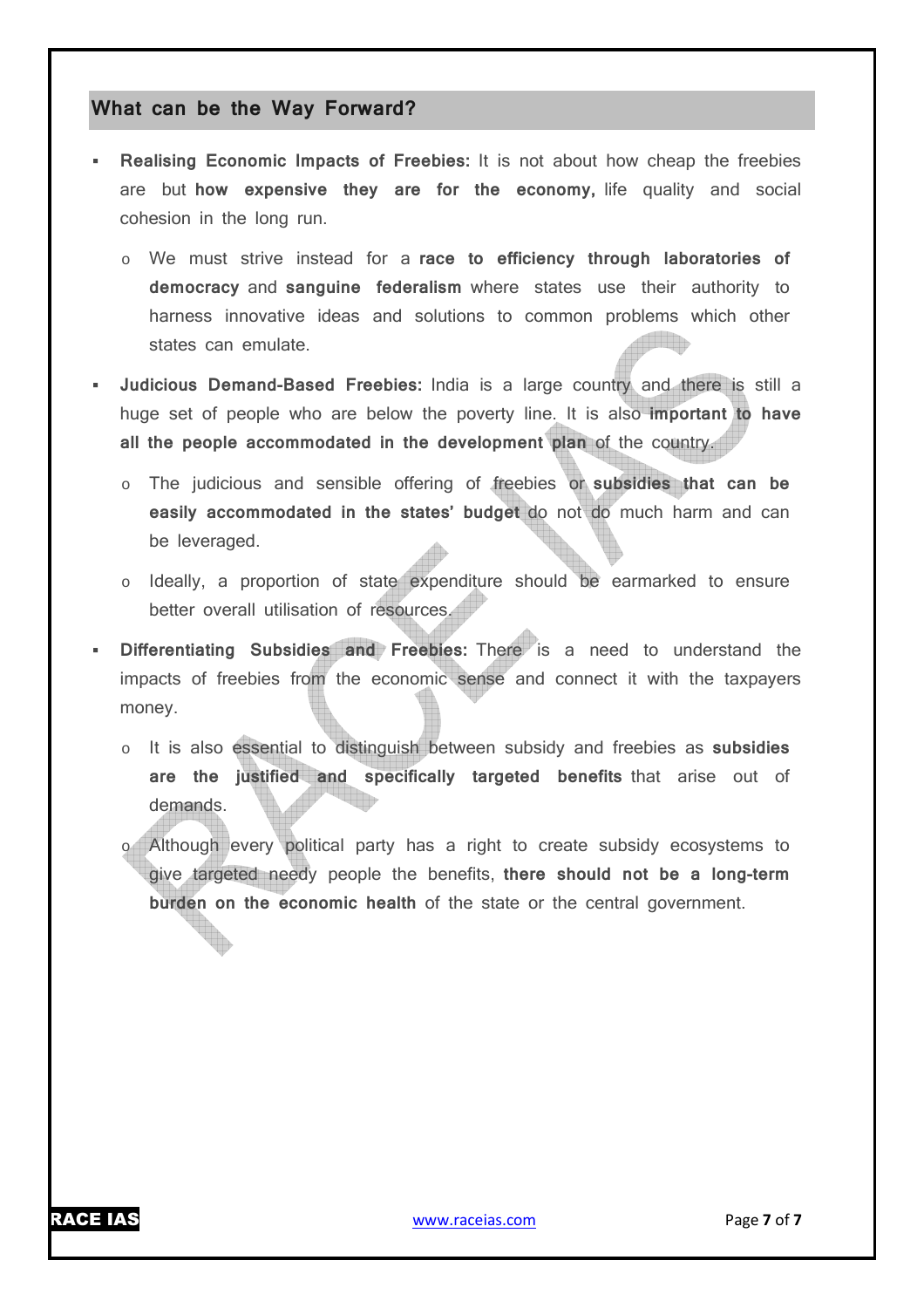## What can be the Way Forward?

- **Realising Economic Impacts of Freebies:** It is not about how cheap the freebies are but **how expensive they are for the economy,** life quality and social cohesion in the long run.
  - We must strive instead for a **race to efficiency through laboratories of democracy** and **sanguine federalism** where states use their authority to harness innovative ideas and solutions to common problems which other states can emulate.
- **Judicious Demand-Based Freebies:** India is a large country and there is still a huge set of people who are below the poverty line. It is also **important to have all the people accommodated in the development plan** of the country.
  - The judicious and sensible offering of freebies or **subsidies that can be easily accommodated in the states' budget** do not do much harm and can be leveraged.
  - Ideally, a proportion of state expenditure should be earmarked to ensure better overall utilisation of resources.
- **Differentiating Subsidies and Freebies:** There is a need to understand the impacts of freebies from the economic sense and connect it with the taxpayers money.
  - It is also essential to distinguish between subsidy and freebies as **subsidies are the justified and specifically targeted benefits** that arise out of demands.
  - Although every political party has a right to create subsidy ecosystems to give targeted needy people the benefits, **there should not be a long-term burden on the economic health** of the state or the central government.